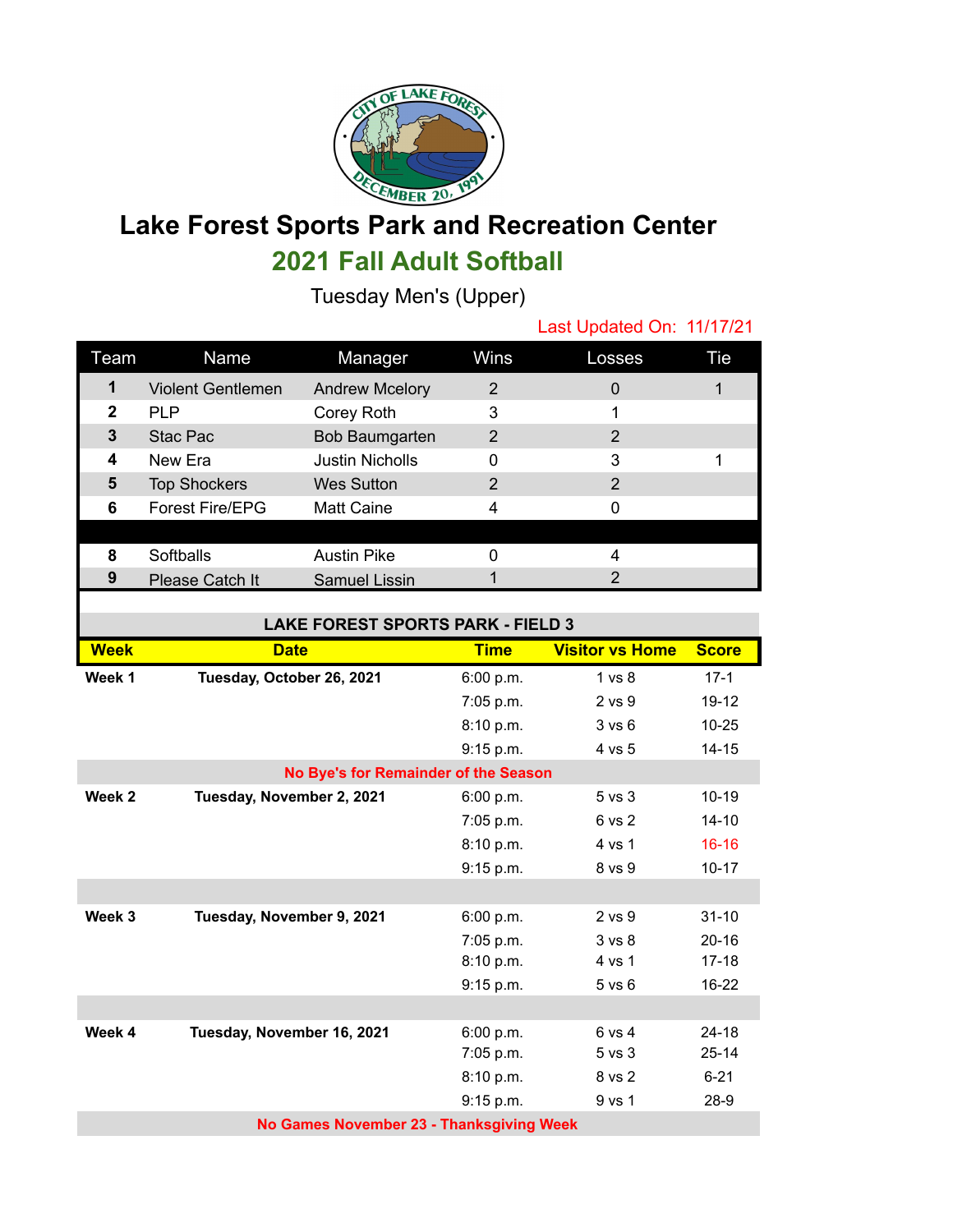# Lake Forest Sports Park and Recreation Center

## 2021 Fall Adult Softball

Tuesday Men's (Upper)

Last Updated On: 11/17/21

| Team | Name | Manager | Wins | Losses | Tie |
|---|---|---|---|---|---|
| 1 | Violent Gentlemen | Andrew Mcelory | 2 | 0 | 1 |
| 2 | PLP | Corey Roth | 3 | 1 | |
| 3 | Stac Pac | Bob Baumgarten | 2 | 2 | |
| 4 | New Era | Justin Nicholls | 0 | 3 | 1 |
| 5 | Top Shockers | Wes Sutton | 2 | 2 | |
| 6 | Forest Fire/EPG | Matt Caine | 4 | 0 | |
| | | | | | |
| 8 | Softballs | Austin Pike | 0 | 4 | |
| 9 | Please Catch It | Samuel Lissin | 1 | 2 | |

**LAKE FOREST SPORTS PARK - FIELD 3**

| Week | Date | Time | Visitor vs Home | Score |
|---|---|---|---|---|
| Week 1 | Tuesday, October 26, 2021 | 6:00 p.m. | 1 vs 8 | 17-1 |
| | | 7:05 p.m. | 2 vs 9 | 19-12 |
| | | 8:10 p.m. | 3 vs 6 | 10-25 |
| | | 9:15 p.m. | 4 vs 5 | 14-15 |
| | **No Bye's for Remainder of the Season** | | | |
| Week 2 | Tuesday, November 2, 2021 | 6:00 p.m. | 5 vs 3 | 10-19 |
| | | 7:05 p.m. | 6 vs 2 | 14-10 |
| | | 8:10 p.m. | 4 vs 1 | 16-16 |
| | | 9:15 p.m. | 8 vs 9 | 10-17 |
| Week 3 | Tuesday, November 9, 2021 | 6:00 p.m. | 2 vs 9 | 31-10 |
| | | 7:05 p.m. | 3 vs 8 | 20-16 |
| | | 8:10 p.m. | 4 vs 1 | 17-18 |
| | | 9:15 p.m. | 5 vs 6 | 16-22 |
| Week 4 | Tuesday, November 16, 2021 | 6:00 p.m. | 6 vs 4 | 24-18 |
| | | 7:05 p.m. | 5 vs 3 | 25-14 |
| | | 8:10 p.m. | 8 vs 2 | 6-21 |
| | | 9:15 p.m. | 9 vs 1 | 28-9 |
| | **No Games November 23 - Thanksgiving Week** | | | |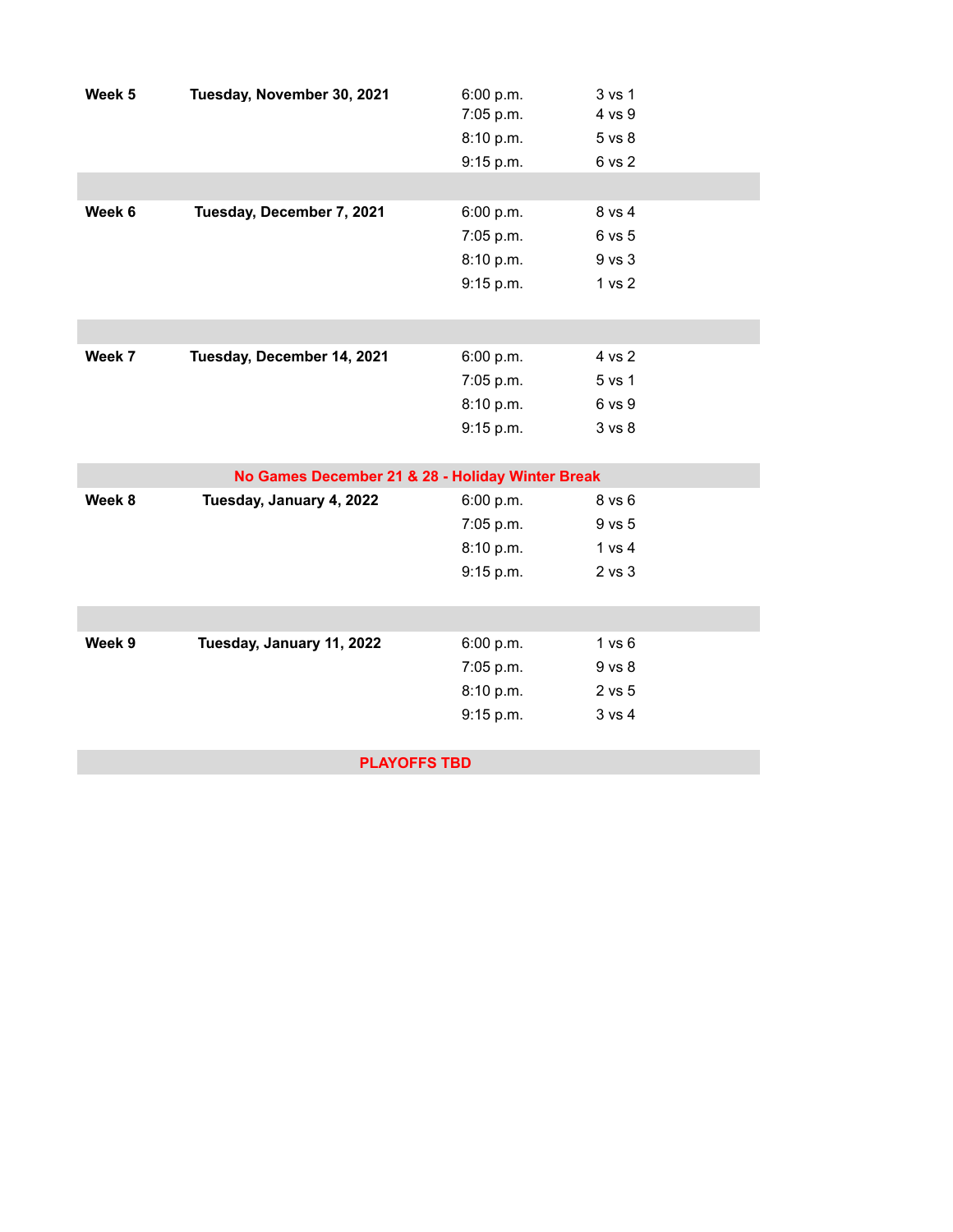| | | | |
|---|---|---|---|
| **Week 5** | **Tuesday, November 30, 2021** | 6:00 p.m. | 3 vs 1 |
| | | 7:05 p.m. | 4 vs 9 |
| | | 8:10 p.m. | 5 vs 8 |
| | | 9:15 p.m. | 6 vs 2 |
| | | | |
| **Week 6** | **Tuesday, December 7, 2021** | 6:00 p.m. | 8 vs 4 |
| | | 7:05 p.m. | 6 vs 5 |
| | | 8:10 p.m. | 9 vs 3 |
| | | 9:15 p.m. | 1 vs 2 |
| | | | |
| **Week 7** | **Tuesday, December 14, 2021** | 6:00 p.m. | 4 vs 2 |
| | | 7:05 p.m. | 5 vs 1 |
| | | 8:10 p.m. | 6 vs 9 |
| | | 9:15 p.m. | 3 vs 8 |
| **No Games December 21 & 28 - Holiday Winter Break** | | | |
| **Week 8** | **Tuesday, January 4, 2022** | 6:00 p.m. | 8 vs 6 |
| | | 7:05 p.m. | 9 vs 5 |
| | | 8:10 p.m. | 1 vs 4 |
| | | 9:15 p.m. | 2 vs 3 |
| | | | |
| **Week 9** | **Tuesday, January 11, 2022** | 6:00 p.m. | 1 vs 6 |
| | | 7:05 p.m. | 9 vs 8 |
| | | 8:10 p.m. | 2 vs 5 |
| | | 9:15 p.m. | 3 vs 4 |
| **PLAYOFFS TBD** | | | |